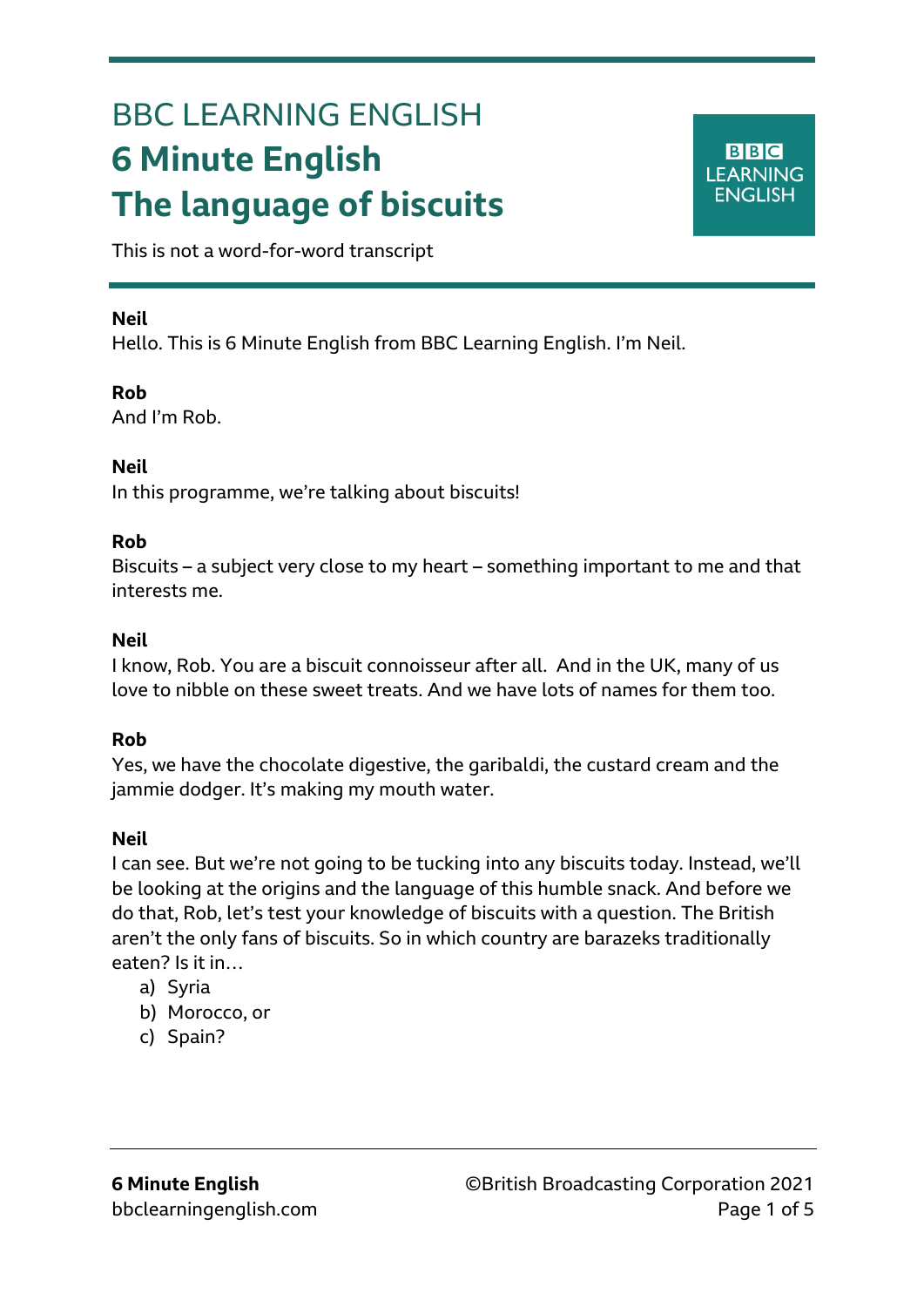# BBC LEARNING ENGLISH

# 6 Minute English

# The language of biscuits

This is not a word-for-word transcript

**Neil**
Hello. This is 6 Minute English from BBC Learning English. I'm Neil.

**Rob**
And I'm Rob.

**Neil**
In this programme, we're talking about biscuits!

**Rob**
Biscuits – a subject very close to my heart – something important to me and that interests me.

**Neil**
I know, Rob. You are a biscuit connoisseur after all. And in the UK, many of us love to nibble on these sweet treats. And we have lots of names for them too.

**Rob**
Yes, we have the chocolate digestive, the garibaldi, the custard cream and the jammie dodger. It's making my mouth water.

**Neil**
I can see. But we're not going to be tucking into any biscuits today. Instead, we'll be looking at the origins and the language of this humble snack. And before we do that, Rob, let's test your knowledge of biscuits with a question. The British aren't the only fans of biscuits. So in which country are barazeks traditionally eaten? Is it in…

a) Syria
b) Morocco, or
c) Spain?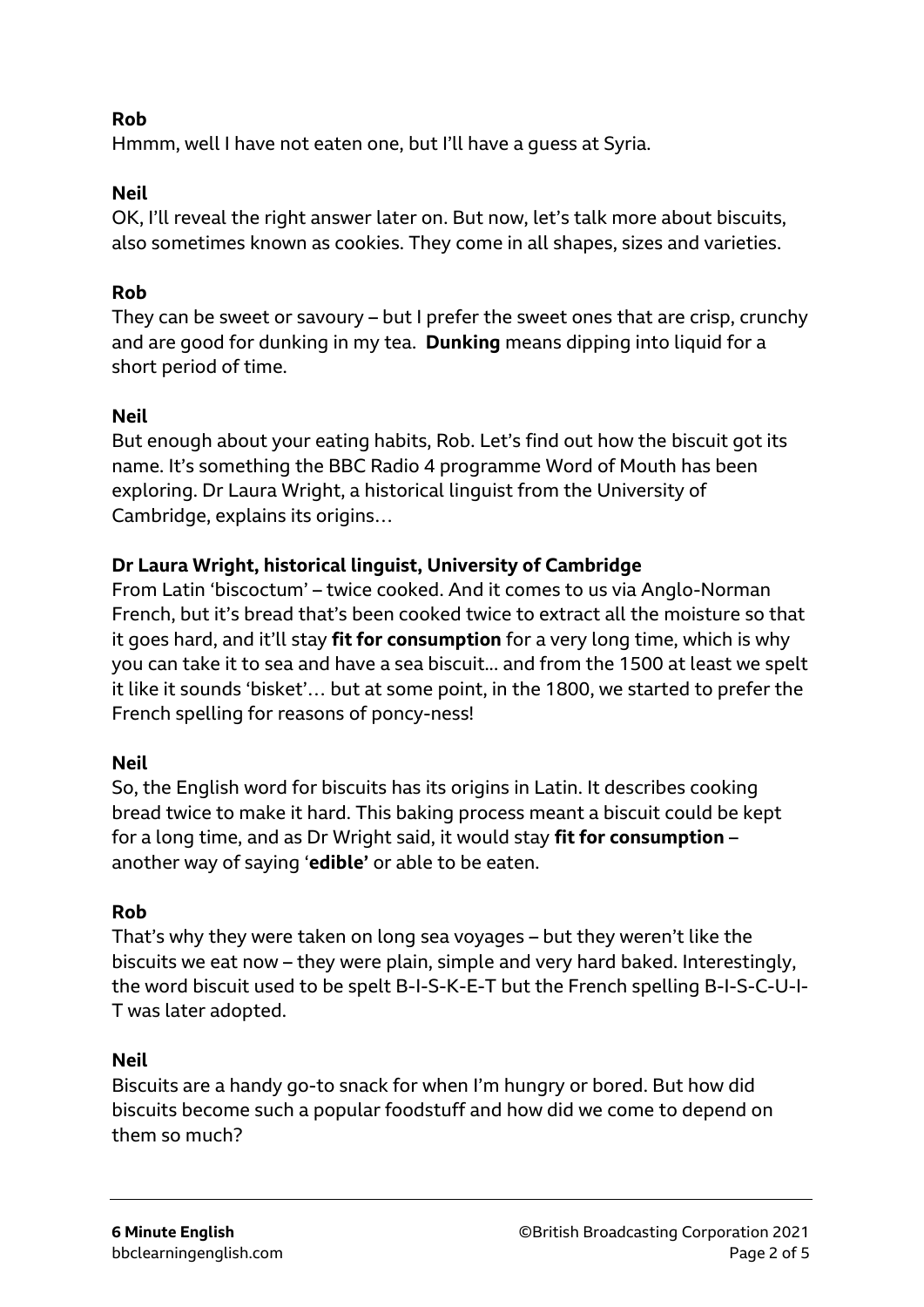**Rob**

Hmmm, well I have not eaten one, but I'll have a guess at Syria.

**Neil**

OK, I'll reveal the right answer later on. But now, let's talk more about biscuits, also sometimes known as cookies. They come in all shapes, sizes and varieties.

**Rob**

They can be sweet or savoury – but I prefer the sweet ones that are crisp, crunchy and are good for dunking in my tea. **Dunking** means dipping into liquid for a short period of time.

**Neil**

But enough about your eating habits, Rob. Let's find out how the biscuit got its name. It's something the BBC Radio 4 programme Word of Mouth has been exploring. Dr Laura Wright, a historical linguist from the University of Cambridge, explains its origins…

**Dr Laura Wright, historical linguist, University of Cambridge**

From Latin 'biscoctum' – twice cooked. And it comes to us via Anglo-Norman French, but it's bread that's been cooked twice to extract all the moisture so that it goes hard, and it'll stay **fit for consumption** for a very long time, which is why you can take it to sea and have a sea biscuit... and from the 1500 at least we spelt it like it sounds 'bisket'… but at some point, in the 1800, we started to prefer the French spelling for reasons of poncy-ness!

**Neil**

So, the English word for biscuits has its origins in Latin. It describes cooking bread twice to make it hard. This baking process meant a biscuit could be kept for a long time, and as Dr Wright said, it would stay **fit for consumption** – another way of saying '**edible'** or able to be eaten.

**Rob**

That's why they were taken on long sea voyages – but they weren't like the biscuits we eat now – they were plain, simple and very hard baked. Interestingly, the word biscuit used to be spelt B-I-S-K-E-T but the French spelling B-I-S-C-U-I-T was later adopted.

**Neil**

Biscuits are a handy go-to snack for when I'm hungry or bored. But how did biscuits become such a popular foodstuff and how did we come to depend on them so much?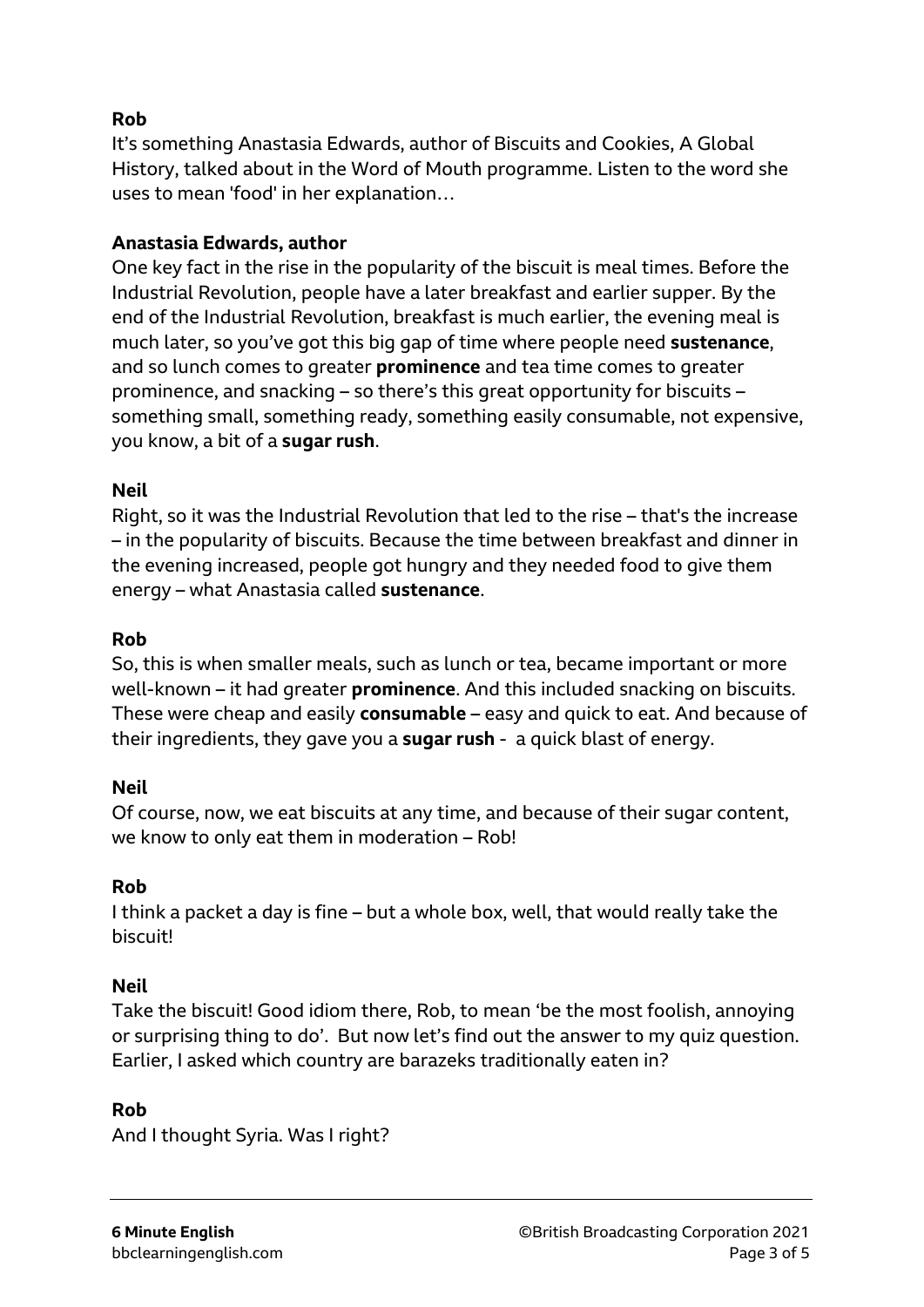**Rob**
It's something Anastasia Edwards, author of Biscuits and Cookies, A Global History, talked about in the Word of Mouth programme. Listen to the word she uses to mean 'food' in her explanation…

**Anastasia Edwards, author**
One key fact in the rise in the popularity of the biscuit is meal times. Before the Industrial Revolution, people have a later breakfast and earlier supper. By the end of the Industrial Revolution, breakfast is much earlier, the evening meal is much later, so you've got this big gap of time where people need **sustenance**, and so lunch comes to greater **prominence** and tea time comes to greater prominence, and snacking – so there's this great opportunity for biscuits – something small, something ready, something easily consumable, not expensive, you know, a bit of a **sugar rush**.

**Neil**
Right, so it was the Industrial Revolution that led to the rise – that's the increase – in the popularity of biscuits. Because the time between breakfast and dinner in the evening increased, people got hungry and they needed food to give them energy – what Anastasia called **sustenance**.

**Rob**
So, this is when smaller meals, such as lunch or tea, became important or more well-known – it had greater **prominence**. And this included snacking on biscuits. These were cheap and easily **consumable** – easy and quick to eat. And because of their ingredients, they gave you a **sugar rush** - a quick blast of energy.

**Neil**
Of course, now, we eat biscuits at any time, and because of their sugar content, we know to only eat them in moderation – Rob!

**Rob**
I think a packet a day is fine – but a whole box, well, that would really take the biscuit!

**Neil**
Take the biscuit! Good idiom there, Rob, to mean 'be the most foolish, annoying or surprising thing to do'. But now let's find out the answer to my quiz question. Earlier, I asked which country are barazeks traditionally eaten in?

**Rob**
And I thought Syria. Was I right?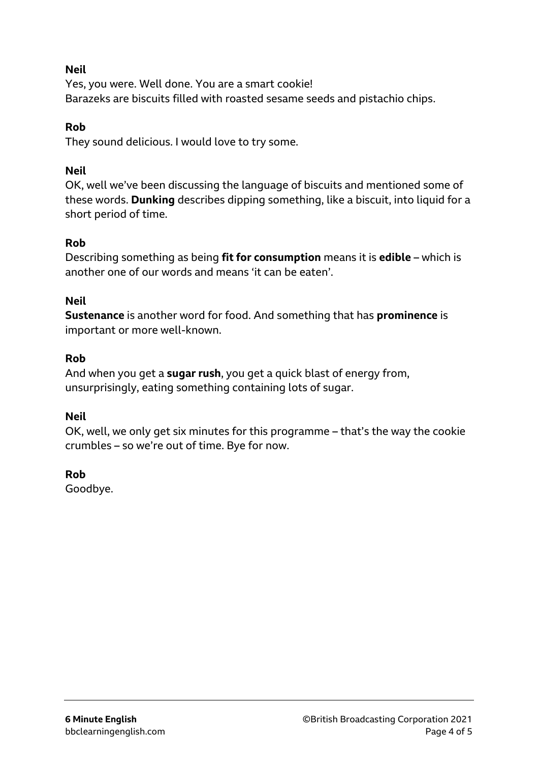**Neil**

Yes, you were. Well done. You are a smart cookie!
Barazeks are biscuits filled with roasted sesame seeds and pistachio chips.

**Rob**

They sound delicious. I would love to try some.

**Neil**

OK, well we've been discussing the language of biscuits and mentioned some of these words. **Dunking** describes dipping something, like a biscuit, into liquid for a short period of time.

**Rob**

Describing something as being **fit for consumption** means it is **edible** – which is another one of our words and means 'it can be eaten'.

**Neil**

**Sustenance** is another word for food. And something that has **prominence** is important or more well-known.

**Rob**

And when you get a **sugar rush**, you get a quick blast of energy from, unsurprisingly, eating something containing lots of sugar.

**Neil**

OK, well, we only get six minutes for this programme – that's the way the cookie crumbles – so we're out of time. Bye for now.

**Rob**

Goodbye.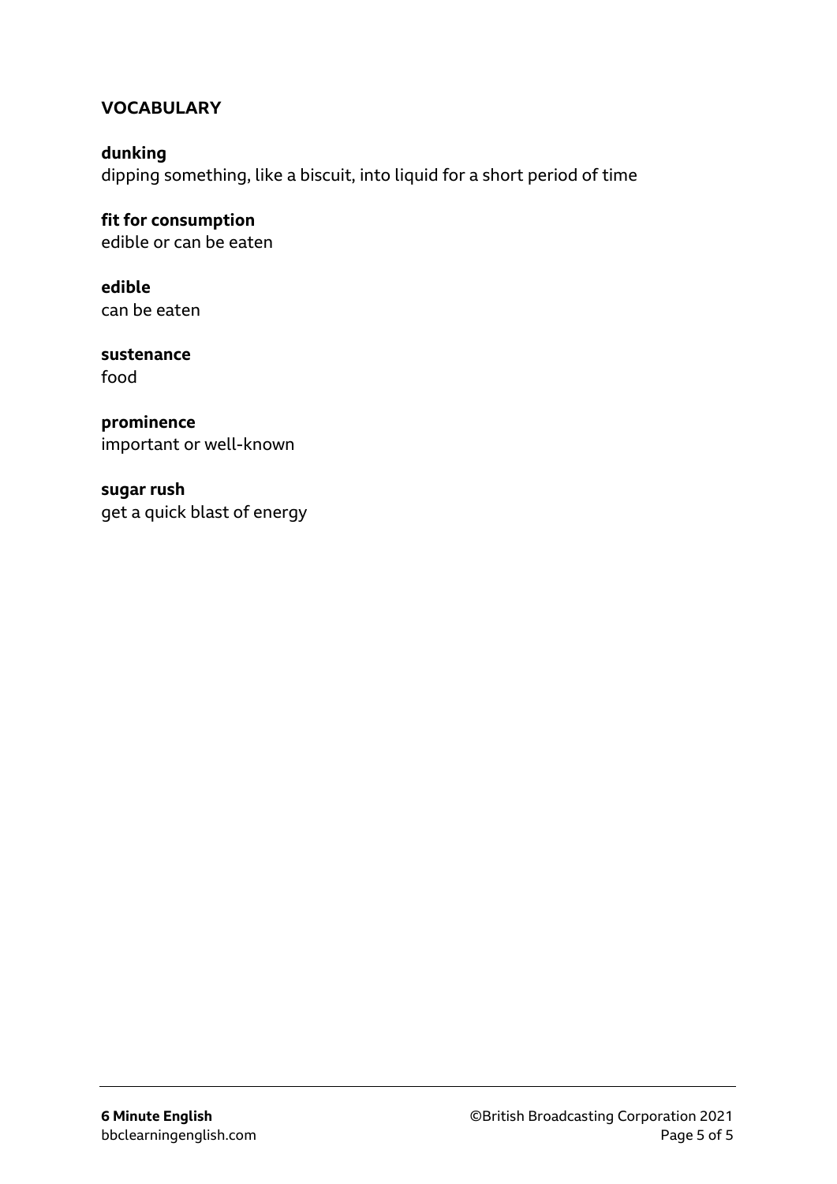## VOCABULARY

**dunking**
dipping something, like a biscuit, into liquid for a short period of time

**fit for consumption**
edible or can be eaten

**edible**
can be eaten

**sustenance**
food

**prominence**
important or well-known

**sugar rush**
get a quick blast of energy